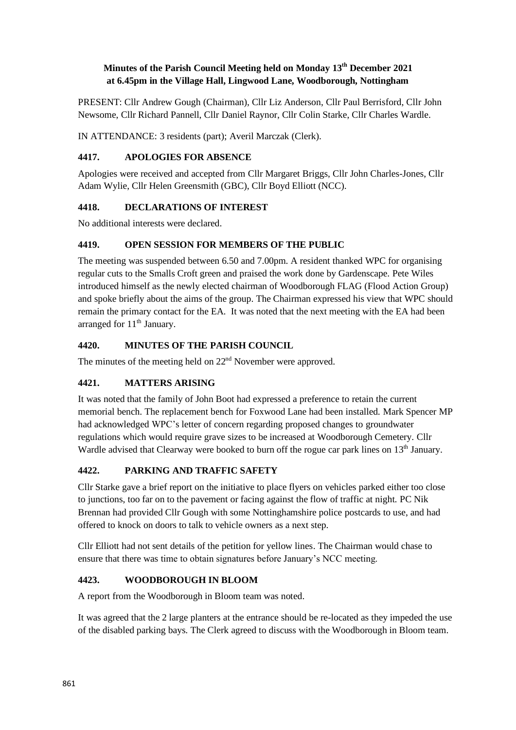**Minutes of the Parish Council Meeting held on Monday 13th December 2021 at 6.45pm in the Village Hall, Lingwood Lane, Woodborough, Nottingham**

PRESENT: Cllr Andrew Gough (Chairman), Cllr Liz Anderson, Cllr Paul Berrisford, Cllr John Newsome, Cllr Richard Pannell, Cllr Daniel Raynor, Cllr Colin Starke, Cllr Charles Wardle.

IN ATTENDANCE: 3 residents (part); Averil Marczak (Clerk).

## 4417. APOLOGIES FOR ABSENCE

Apologies were received and accepted from Cllr Margaret Briggs, Cllr John Charles-Jones, Cllr Adam Wylie, Cllr Helen Greensmith (GBC), Cllr Boyd Elliott (NCC).

## 4418. DECLARATIONS OF INTEREST

No additional interests were declared.

## 4419. OPEN SESSION FOR MEMBERS OF THE PUBLIC

The meeting was suspended between 6.50 and 7.00pm. A resident thanked WPC for organising regular cuts to the Smalls Croft green and praised the work done by Gardenscape. Pete Wiles introduced himself as the newly elected chairman of Woodborough FLAG (Flood Action Group) and spoke briefly about the aims of the group. The Chairman expressed his view that WPC should remain the primary contact for the EA. It was noted that the next meeting with the EA had been arranged for 11th January.

## 4420. MINUTES OF THE PARISH COUNCIL

The minutes of the meeting held on 22nd November were approved.

## 4421. MATTERS ARISING

It was noted that the family of John Boot had expressed a preference to retain the current memorial bench. The replacement bench for Foxwood Lane had been installed. Mark Spencer MP had acknowledged WPC's letter of concern regarding proposed changes to groundwater regulations which would require grave sizes to be increased at Woodborough Cemetery. Cllr Wardle advised that Clearway were booked to burn off the rogue car park lines on 13th January.

## 4422. PARKING AND TRAFFIC SAFETY

Cllr Starke gave a brief report on the initiative to place flyers on vehicles parked either too close to junctions, too far on to the pavement or facing against the flow of traffic at night. PC Nik Brennan had provided Cllr Gough with some Nottinghamshire police postcards to use, and had offered to knock on doors to talk to vehicle owners as a next step.

Cllr Elliott had not sent details of the petition for yellow lines. The Chairman would chase to ensure that there was time to obtain signatures before January's NCC meeting.

## 4423. WOODBOROUGH IN BLOOM

A report from the Woodborough in Bloom team was noted.

It was agreed that the 2 large planters at the entrance should be re-located as they impeded the use of the disabled parking bays. The Clerk agreed to discuss with the Woodborough in Bloom team.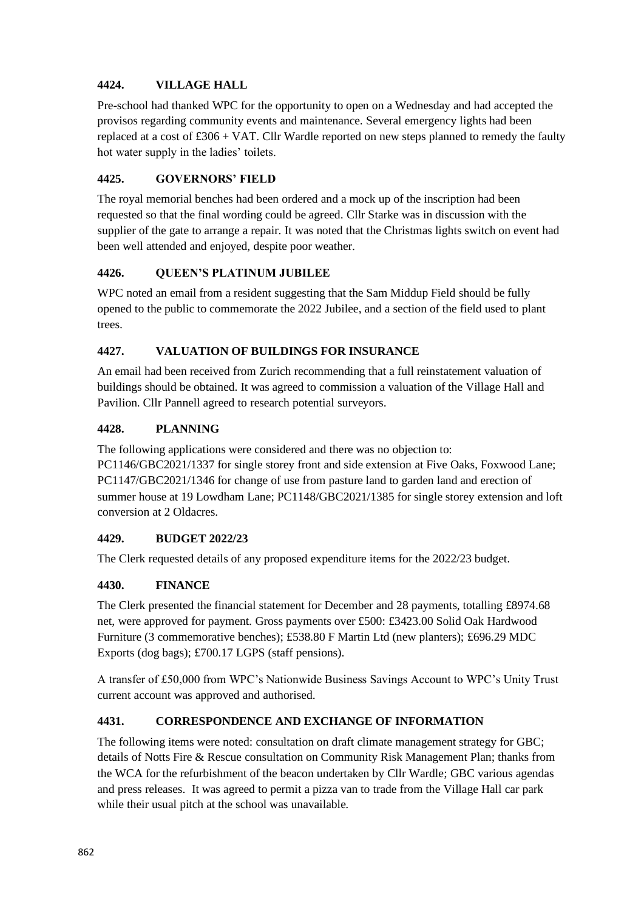### 4424. VILLAGE HALL

Pre-school had thanked WPC for the opportunity to open on a Wednesday and had accepted the provisos regarding community events and maintenance. Several emergency lights had been replaced at a cost of £306 + VAT. Cllr Wardle reported on new steps planned to remedy the faulty hot water supply in the ladies' toilets.

### 4425. GOVERNORS' FIELD

The royal memorial benches had been ordered and a mock up of the inscription had been requested so that the final wording could be agreed. Cllr Starke was in discussion with the supplier of the gate to arrange a repair. It was noted that the Christmas lights switch on event had been well attended and enjoyed, despite poor weather.

### 4426. QUEEN'S PLATINUM JUBILEE

WPC noted an email from a resident suggesting that the Sam Middup Field should be fully opened to the public to commemorate the 2022 Jubilee, and a section of the field used to plant trees.

### 4427. VALUATION OF BUILDINGS FOR INSURANCE

An email had been received from Zurich recommending that a full reinstatement valuation of buildings should be obtained. It was agreed to commission a valuation of the Village Hall and Pavilion. Cllr Pannell agreed to research potential surveyors.

### 4428. PLANNING

The following applications were considered and there was no objection to:
PC1146/GBC2021/1337 for single storey front and side extension at Five Oaks, Foxwood Lane; PC1147/GBC2021/1346 for change of use from pasture land to garden land and erection of summer house at 19 Lowdham Lane; PC1148/GBC2021/1385 for single storey extension and loft conversion at 2 Oldacres.

### 4429. BUDGET 2022/23

The Clerk requested details of any proposed expenditure items for the 2022/23 budget.

### 4430. FINANCE

The Clerk presented the financial statement for December and 28 payments, totalling £8974.68 net, were approved for payment. Gross payments over £500: £3423.00 Solid Oak Hardwood Furniture (3 commemorative benches); £538.80 F Martin Ltd (new planters); £696.29 MDC Exports (dog bags); £700.17 LGPS (staff pensions).

A transfer of £50,000 from WPC's Nationwide Business Savings Account to WPC's Unity Trust current account was approved and authorised.

### 4431. CORRESPONDENCE AND EXCHANGE OF INFORMATION

The following items were noted: consultation on draft climate management strategy for GBC; details of Notts Fire & Rescue consultation on Community Risk Management Plan; thanks from the WCA for the refurbishment of the beacon undertaken by Cllr Wardle; GBC various agendas and press releases. It was agreed to permit a pizza van to trade from the Village Hall car park while their usual pitch at the school was unavailable.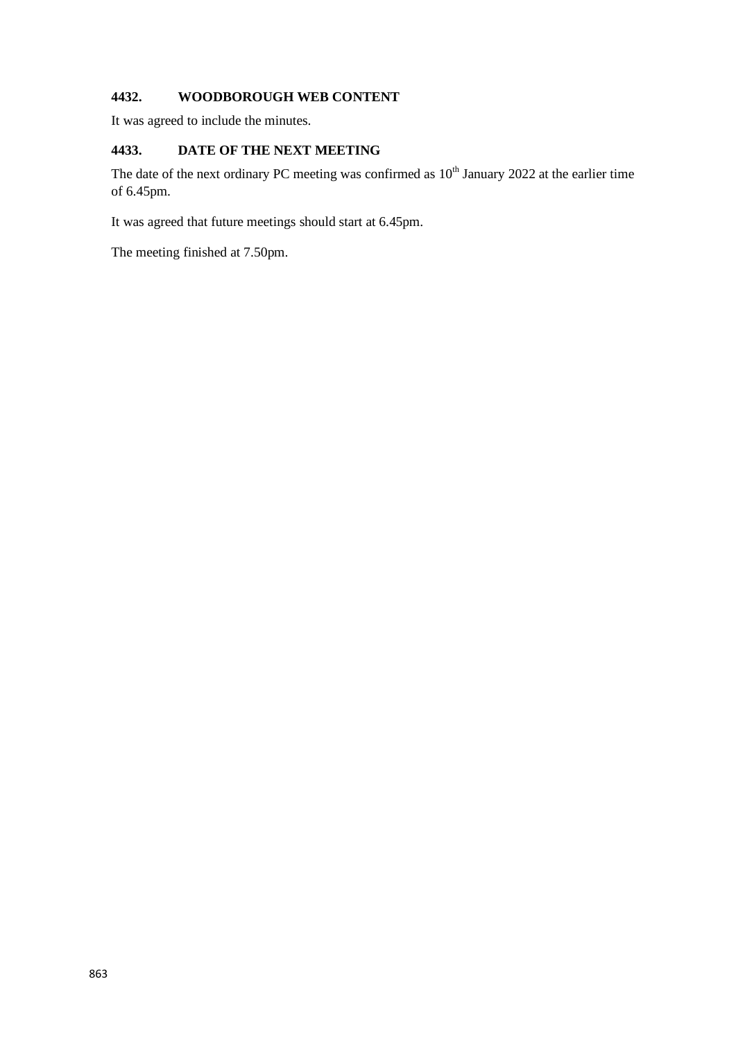### 4432. WOODBOROUGH WEB CONTENT

It was agreed to include the minutes.

### 4433. DATE OF THE NEXT MEETING

The date of the next ordinary PC meeting was confirmed as 10th January 2022 at the earlier time of 6.45pm.

It was agreed that future meetings should start at 6.45pm.

The meeting finished at 7.50pm.